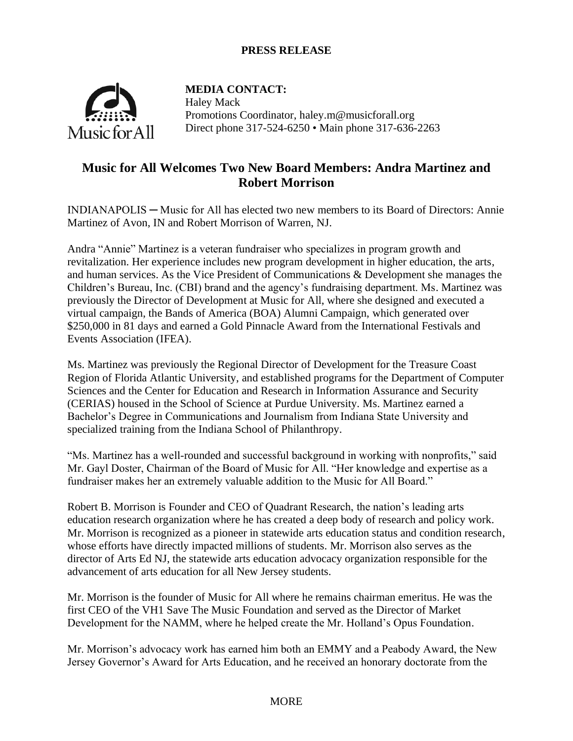**PRESS RELEASE**

**MEDIA CONTACT:**
Haley Mack
Promotions Coordinator, haley.m@musicforall.org
Direct phone 317-524-6250 • Main phone 317-636-2263

# Music for All Welcomes Two New Board Members: Andra Martinez and Robert Morrison

INDIANAPOLIS ─ Music for All has elected two new members to its Board of Directors: Annie Martinez of Avon, IN and Robert Morrison of Warren, NJ.

Andra "Annie" Martinez is a veteran fundraiser who specializes in program growth and revitalization. Her experience includes new program development in higher education, the arts, and human services. As the Vice President of Communications & Development she manages the Children's Bureau, Inc. (CBI) brand and the agency's fundraising department. Ms. Martinez was previously the Director of Development at Music for All, where she designed and executed a virtual campaign, the Bands of America (BOA) Alumni Campaign, which generated over $250,000 in 81 days and earned a Gold Pinnacle Award from the International Festivals and Events Association (IFEA).

Ms. Martinez was previously the Regional Director of Development for the Treasure Coast Region of Florida Atlantic University, and established programs for the Department of Computer Sciences and the Center for Education and Research in Information Assurance and Security (CERIAS) housed in the School of Science at Purdue University. Ms. Martinez earned a Bachelor's Degree in Communications and Journalism from Indiana State University and specialized training from the Indiana School of Philanthropy.

"Ms. Martinez has a well-rounded and successful background in working with nonprofits," said Mr. Gayl Doster, Chairman of the Board of Music for All. "Her knowledge and expertise as a fundraiser makes her an extremely valuable addition to the Music for All Board."

Robert B. Morrison is Founder and CEO of Quadrant Research, the nation's leading arts education research organization where he has created a deep body of research and policy work. Mr. Morrison is recognized as a pioneer in statewide arts education status and condition research, whose efforts have directly impacted millions of students. Mr. Morrison also serves as the director of Arts Ed NJ, the statewide arts education advocacy organization responsible for the advancement of arts education for all New Jersey students.

Mr. Morrison is the founder of Music for All where he remains chairman emeritus. He was the first CEO of the VH1 Save The Music Foundation and served as the Director of Market Development for the NAMM, where he helped create the Mr. Holland's Opus Foundation.

Mr. Morrison's advocacy work has earned him both an EMMY and a Peabody Award, the New Jersey Governor's Award for Arts Education, and he received an honorary doctorate from the

MORE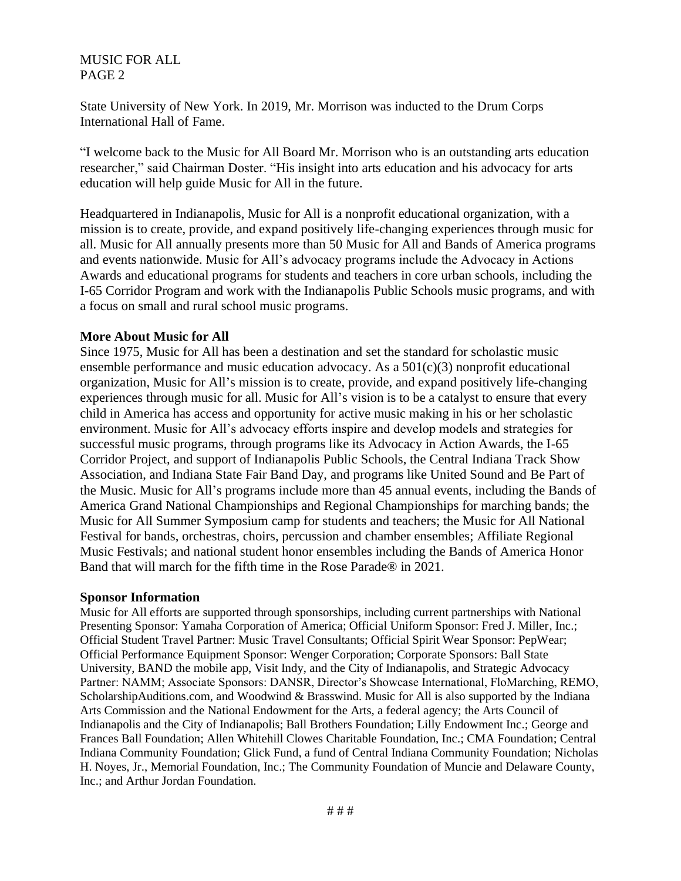State University of New York. In 2019, Mr. Morrison was inducted to the Drum Corps International Hall of Fame.

"I welcome back to the Music for All Board Mr. Morrison who is an outstanding arts education researcher," said Chairman Doster. "His insight into arts education and his advocacy for arts education will help guide Music for All in the future.

Headquartered in Indianapolis, Music for All is a nonprofit educational organization, with a mission is to create, provide, and expand positively life-changing experiences through music for all. Music for All annually presents more than 50 Music for All and Bands of America programs and events nationwide. Music for All's advocacy programs include the Advocacy in Actions Awards and educational programs for students and teachers in core urban schools, including the I-65 Corridor Program and work with the Indianapolis Public Schools music programs, and with a focus on small and rural school music programs.

**More About Music for All**

Since 1975, Music for All has been a destination and set the standard for scholastic music ensemble performance and music education advocacy. As a 501(c)(3) nonprofit educational organization, Music for All's mission is to create, provide, and expand positively life-changing experiences through music for all. Music for All's vision is to be a catalyst to ensure that every child in America has access and opportunity for active music making in his or her scholastic environment. Music for All's advocacy efforts inspire and develop models and strategies for successful music programs, through programs like its Advocacy in Action Awards, the I-65 Corridor Project, and support of Indianapolis Public Schools, the Central Indiana Track Show Association, and Indiana State Fair Band Day, and programs like United Sound and Be Part of the Music. Music for All's programs include more than 45 annual events, including the Bands of America Grand National Championships and Regional Championships for marching bands; the Music for All Summer Symposium camp for students and teachers; the Music for All National Festival for bands, orchestras, choirs, percussion and chamber ensembles; Affiliate Regional Music Festivals; and national student honor ensembles including the Bands of America Honor Band that will march for the fifth time in the Rose Parade® in 2021.

**Sponsor Information**

Music for All efforts are supported through sponsorships, including current partnerships with National Presenting Sponsor: Yamaha Corporation of America; Official Uniform Sponsor: Fred J. Miller, Inc.; Official Student Travel Partner: Music Travel Consultants; Official Spirit Wear Sponsor: PepWear; Official Performance Equipment Sponsor: Wenger Corporation; Corporate Sponsors: Ball State University, BAND the mobile app, Visit Indy, and the City of Indianapolis, and Strategic Advocacy Partner: NAMM; Associate Sponsors: DANSR, Director's Showcase International, FloMarching, REMO, ScholarshipAuditions.com, and Woodwind & Brasswind. Music for All is also supported by the Indiana Arts Commission and the National Endowment for the Arts, a federal agency; the Arts Council of Indianapolis and the City of Indianapolis; Ball Brothers Foundation; Lilly Endowment Inc.; George and Frances Ball Foundation; Allen Whitehill Clowes Charitable Foundation, Inc.; CMA Foundation; Central Indiana Community Foundation; Glick Fund, a fund of Central Indiana Community Foundation; Nicholas H. Noyes, Jr., Memorial Foundation, Inc.; The Community Foundation of Muncie and Delaware County, Inc.; and Arthur Jordan Foundation.

# # #